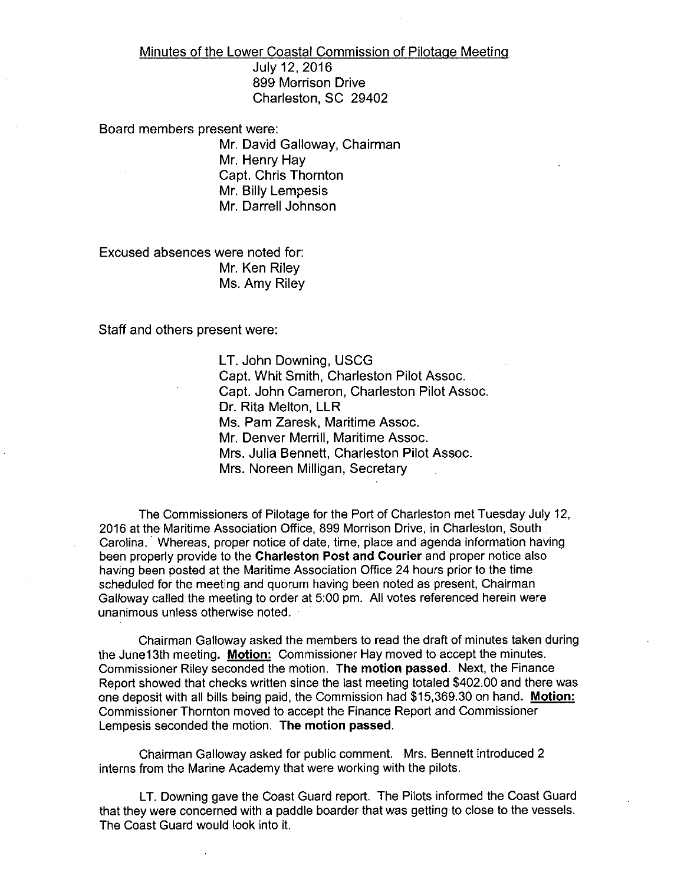Minutes of the Lower Coastal Commission of Pilotage Meeting
July 12, 2016
899 Morrison Drive
Charleston, SC 29402

Board members present were:

Mr. David Galloway, Chairman
Mr. Henry Hay
Capt. Chris Thornton
Mr. Billy Lempesis
Mr. Darrell Johnson

Excused absences were noted for:

Mr. Ken Riley
Ms. Amy Riley

Staff and others present were:

LT. John Downing, USCG
Capt. Whit Smith, Charleston Pilot Assoc.
Capt. John Cameron, Charleston Pilot Assoc.
Dr. Rita Melton, LLR
Ms. Pam Zaresk, Maritime Assoc.
Mr. Denver Merrill, Maritime Assoc.
Mrs. Julia Bennett, Charleston Pilot Assoc.
Mrs. Noreen Milligan, Secretary

The Commissioners of Pilotage for the Port of Charleston met Tuesday July 12, 2016 at the Maritime Association Office, 899 Morrison Drive, in Charleston, South Carolina. Whereas, proper notice of date, time, place and agenda information having been properly provide to the **Charleston Post and Courier** and proper notice also having been posted at the Maritime Association Office 24 hours prior to the time scheduled for the meeting and quorum having been noted as present, Chairman Galloway called the meeting to order at 5:00 pm. All votes referenced herein were unanimous unless otherwise noted.

Chairman Galloway asked the members to read the draft of minutes taken during the June13th meeting. **Motion:** Commissioner Hay moved to accept the minutes. Commissioner Riley seconded the motion. **The motion passed**. Next, the Finance Report showed that checks written since the last meeting totaled $402.00 and there was one deposit with all bills being paid, the Commission had $15,369.30 on hand. **Motion:** Commissioner Thornton moved to accept the Finance Report and Commissioner Lempesis seconded the motion. **The motion passed**.

Chairman Galloway asked for public comment. Mrs. Bennett introduced 2 interns from the Marine Academy that were working with the pilots.

LT. Downing gave the Coast Guard report. The Pilots informed the Coast Guard that they were concerned with a paddle boarder that was getting to close to the vessels. The Coast Guard would look into it.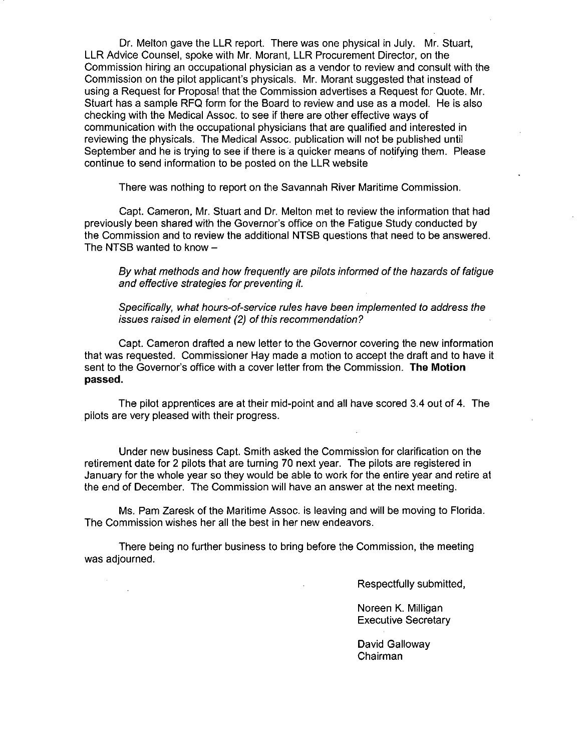Dr. Melton gave the LLR report. There was one physical in July. Mr. Stuart, LLR Advice Counsel, spoke with Mr. Morant, LLR Procurement Director, on the Commission hiring an occupational physician as a vendor to review and consult with the Commission on the pilot applicant's physicals. Mr. Morant suggested that instead of using a Request for Proposal that the Commission advertises a Request for Quote. Mr. Stuart has a sample RFQ form for the Board to review and use as a model. He is also checking with the Medical Assoc. to see if there are other effective ways of communication with the occupational physicians that are qualified and interested in reviewing the physicals. The Medical Assoc. publication will not be published until September and he is trying to see if there is a quicker means of notifying them. Please continue to send information to be posted on the LLR website

There was nothing to report on the Savannah River Maritime Commission.

Capt. Cameron, Mr. Stuart and Dr. Melton met to review the information that had previously been shared with the Governor's office on the Fatigue Study conducted by the Commission and to review the additional NTSB questions that need to be answered. The NTSB wanted to know –

> *By what methods and how frequently are pilots informed of the hazards of fatigue and effective strategies for preventing it.*
>
> *Specifically, what hours-of-service rules have been implemented to address the issues raised in element (2) of this recommendation?*

Capt. Cameron drafted a new letter to the Governor covering the new information that was requested. Commissioner Hay made a motion to accept the draft and to have it sent to the Governor's office with a cover letter from the Commission. **The Motion passed.**

The pilot apprentices are at their mid-point and all have scored 3.4 out of 4. The pilots are very pleased with their progress.

Under new business Capt. Smith asked the Commission for clarification on the retirement date for 2 pilots that are turning 70 next year. The pilots are registered in January for the whole year so they would be able to work for the entire year and retire at the end of December. The Commission will have an answer at the next meeting.

Ms. Pam Zaresk of the Maritime Assoc. is leaving and will be moving to Florida. The Commission wishes her all the best in her new endeavors.

There being no further business to bring before the Commission, the meeting was adjourned.

Respectfully submitted,

Noreen K. Milligan
Executive Secretary

David Galloway
Chairman